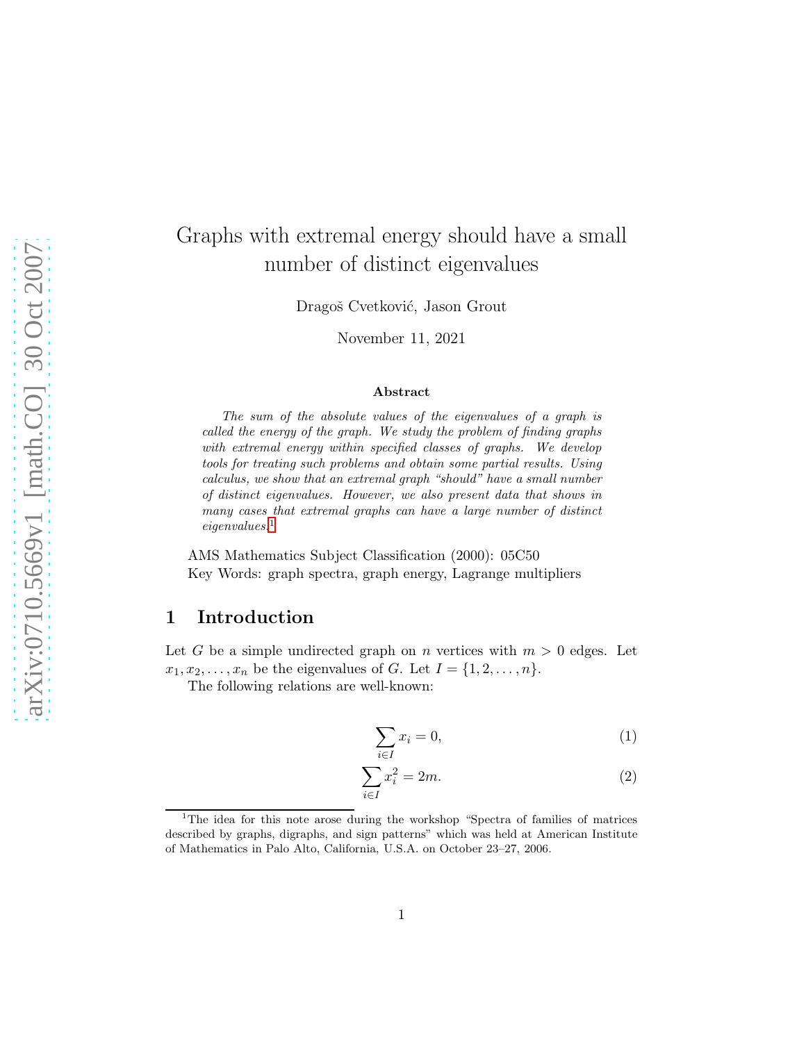# Graphs with extremal energy should have a small number of distinct eigenvalues

Dragoš Cvetković, Jason Grout

November 11, 2021

**Abstract**

*The sum of the absolute values of the eigenvalues of a graph is called the energy of the graph. We study the problem of finding graphs with extremal energy within specified classes of graphs. We develop tools for treating such problems and obtain some partial results. Using calculus, we show that an extremal graph "should" have a small number of distinct eigenvalues. However, we also present data that shows in many cases that extremal graphs can have a large number of distinct eigenvalues.*[1]

AMS Mathematics Subject Classification (2000): 05C50
Key Words: graph spectra, graph energy, Lagrange multipliers

## 1 Introduction

Let $G$ be a simple undirected graph on $n$ vertices with $m > 0$ edges. Let $x_1, x_2, \ldots, x_n$ be the eigenvalues of $G$. Let $I = \{1, 2, \ldots, n\}$.

The following relations are well-known:

$$\sum_{i \in I} x_i = 0, \tag{1}$$

$$\sum_{i \in I} x_i^2 = 2m. \tag{2}$$

[1] The idea for this note arose during the workshop "Spectra of families of matrices described by graphs, digraphs, and sign patterns" which was held at American Institute of Mathematics in Palo Alto, California, U.S.A. on October 23–27, 2006.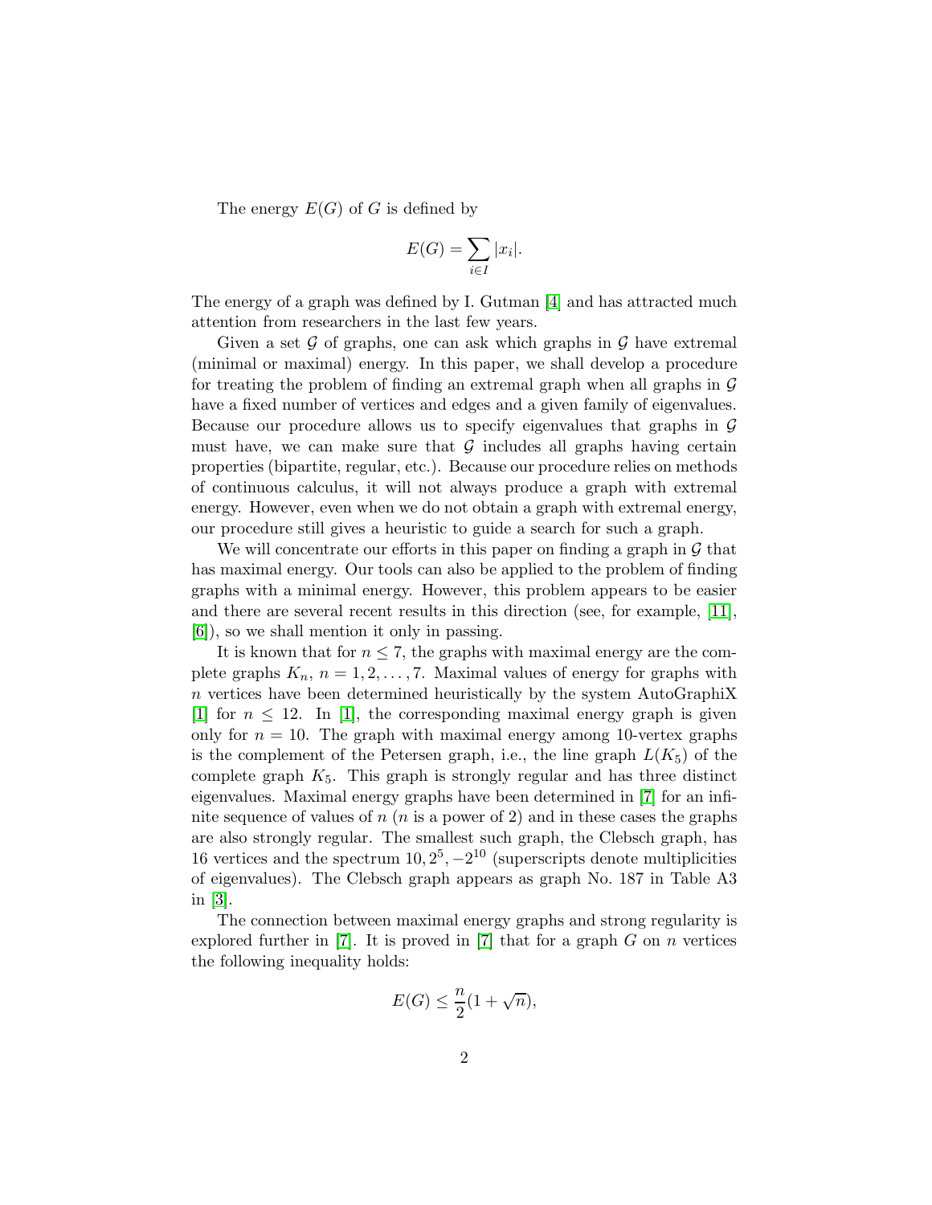The energy $E(G)$ of $G$ is defined by

$$E(G) = \sum_{i \in I} |x_i|.$$

The energy of a graph was defined by I. Gutman [4] and has attracted much attention from researchers in the last few years.

Given a set $\mathcal{G}$ of graphs, one can ask which graphs in $\mathcal{G}$ have extremal (minimal or maximal) energy. In this paper, we shall develop a procedure for treating the problem of finding an extremal graph when all graphs in $\mathcal{G}$ have a fixed number of vertices and edges and a given family of eigenvalues. Because our procedure allows us to specify eigenvalues that graphs in $\mathcal{G}$ must have, we can make sure that $\mathcal{G}$ includes all graphs having certain properties (bipartite, regular, etc.). Because our procedure relies on methods of continuous calculus, it will not always produce a graph with extremal energy. However, even when we do not obtain a graph with extremal energy, our procedure still gives a heuristic to guide a search for such a graph.

We will concentrate our efforts in this paper on finding a graph in $\mathcal{G}$ that has maximal energy. Our tools can also be applied to the problem of finding graphs with a minimal energy. However, this problem appears to be easier and there are several recent results in this direction (see, for example, [11], [6]), so we shall mention it only in passing.

It is known that for $n \leq 7$, the graphs with maximal energy are the complete graphs $K_n$, $n = 1, 2, \ldots, 7$. Maximal values of energy for graphs with $n$ vertices have been determined heuristically by the system AutoGraphiX [1] for $n \leq 12$. In [1], the corresponding maximal energy graph is given only for $n = 10$. The graph with maximal energy among 10-vertex graphs is the complement of the Petersen graph, i.e., the line graph $L(K_5)$ of the complete graph $K_5$. This graph is strongly regular and has three distinct eigenvalues. Maximal energy graphs have been determined in [7] for an infinite sequence of values of $n$ ($n$ is a power of 2) and in these cases the graphs are also strongly regular. The smallest such graph, the Clebsch graph, has 16 vertices and the spectrum $10, 2^5, -2^{10}$ (superscripts denote multiplicities of eigenvalues). The Clebsch graph appears as graph No. 187 in Table A3 in [3].

The connection between maximal energy graphs and strong regularity is explored further in [7]. It is proved in [7] that for a graph $G$ on $n$ vertices the following inequality holds:

$$E(G) \leq \frac{n}{2}(1 + \sqrt{n}),$$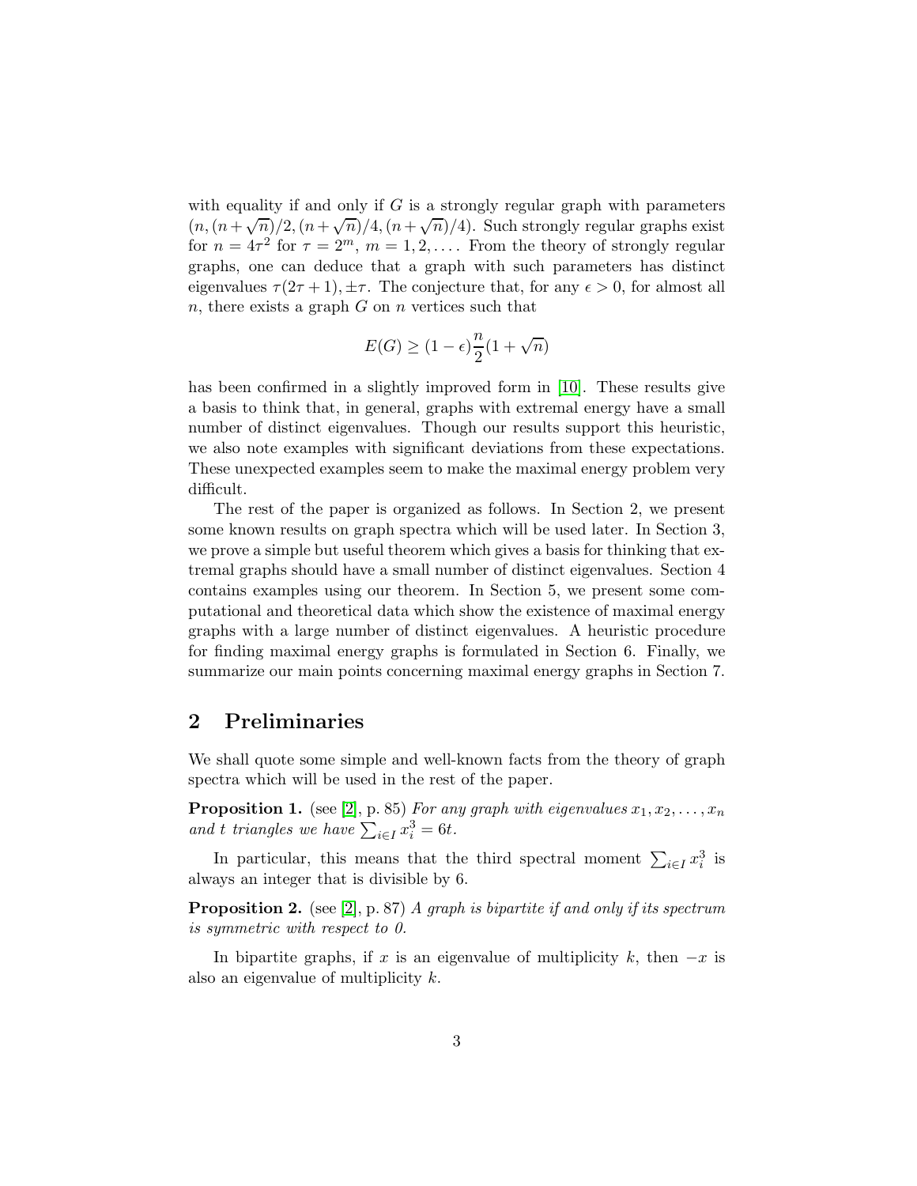with equality if and only if $G$ is a strongly regular graph with parameters $(n, (n+\sqrt{n})/2, (n+\sqrt{n})/4, (n+\sqrt{n})/4)$. Such strongly regular graphs exist for $n = 4\tau^2$ for $\tau = 2^m$, $m = 1, 2, \ldots$. From the theory of strongly regular graphs, one can deduce that a graph with such parameters has distinct eigenvalues $\tau(2\tau+1), \pm\tau$. The conjecture that, for any $\epsilon > 0$, for almost all $n$, there exists a graph $G$ on $n$ vertices such that

$$E(G) \geq (1-\epsilon)\frac{n}{2}(1+\sqrt{n})$$

has been confirmed in a slightly improved form in [10]. These results give a basis to think that, in general, graphs with extremal energy have a small number of distinct eigenvalues. Though our results support this heuristic, we also note examples with significant deviations from these expectations. These unexpected examples seem to make the maximal energy problem very difficult.

The rest of the paper is organized as follows. In Section 2, we present some known results on graph spectra which will be used later. In Section 3, we prove a simple but useful theorem which gives a basis for thinking that extremal graphs should have a small number of distinct eigenvalues. Section 4 contains examples using our theorem. In Section 5, we present some computational and theoretical data which show the existence of maximal energy graphs with a large number of distinct eigenvalues. A heuristic procedure for finding maximal energy graphs is formulated in Section 6. Finally, we summarize our main points concerning maximal energy graphs in Section 7.

## 2 Preliminaries

We shall quote some simple and well-known facts from the theory of graph spectra which will be used in the rest of the paper.

**Proposition 1.** (see [2], p. 85) *For any graph with eigenvalues $x_1, x_2, \ldots, x_n$ and $t$ triangles we have $\sum_{i\in I} x_i^3 = 6t$.*

In particular, this means that the third spectral moment $\sum_{i\in I} x_i^3$ is always an integer that is divisible by 6.

**Proposition 2.** (see [2], p. 87) *A graph is bipartite if and only if its spectrum is symmetric with respect to 0.*

In bipartite graphs, if $x$ is an eigenvalue of multiplicity $k$, then $-x$ is also an eigenvalue of multiplicity $k$.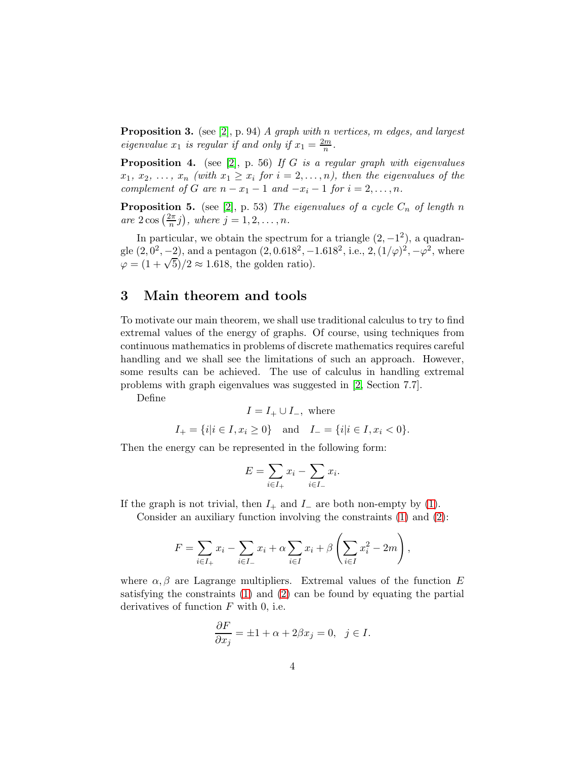**Proposition 3.** (see [2], p. 94) *A graph with $n$ vertices, $m$ edges, and largest eigenvalue $x_1$ is regular if and only if $x_1 = \frac{2m}{n}$.*

**Proposition 4.** (see [2], p. 56) *If $G$ is a regular graph with eigenvalues $x_1, x_2, \ldots, x_n$ (with $x_1 \geq x_i$ for $i = 2, \ldots, n$), then the eigenvalues of the complement of $G$ are $n - x_1 - 1$ and $-x_i - 1$ for $i = 2, \ldots, n$.*

**Proposition 5.** (see [2], p. 53) *The eigenvalues of a cycle $C_n$ of length $n$ are $2\cos\left(\frac{2\pi}{n}j\right)$, where $j = 1, 2, \ldots, n$.*

In particular, we obtain the spectrum for a triangle $(2, -1^2)$, a quadrangle $(2, 0^2, -2)$, and a pentagon $(2, 0.618^2, -1.618^2$, i.e., $2, (1/\varphi)^2, -\varphi^2$, where $\varphi = (1+\sqrt{5})/2 \approx 1.618$, the golden ratio).

## 3 Main theorem and tools

To motivate our main theorem, we shall use traditional calculus to try to find extremal values of the energy of graphs. Of course, using techniques from continuous mathematics in problems of discrete mathematics requires careful handling and we shall see the limitations of such an approach. However, some results can be achieved. The use of calculus in handling extremal problems with graph eigenvalues was suggested in [2, Section 7.7].

Define

$$I = I_+ \cup I_-, \text{ where}$$

$$I_+ = \{i | i \in I, x_i \geq 0\} \quad \text{and} \quad I_- = \{i | i \in I, x_i < 0\}.$$

Then the energy can be represented in the following form:

$$E = \sum_{i \in I_+} x_i - \sum_{i \in I_-} x_i.$$

If the graph is not trivial, then $I_+$ and $I_-$ are both non-empty by (1).

Consider an auxiliary function involving the constraints (1) and (2):

$$F = \sum_{i \in I_+} x_i - \sum_{i \in I_-} x_i + \alpha \sum_{i \in I} x_i + \beta \left( \sum_{i \in I} x_i^2 - 2m \right),$$

where $\alpha, \beta$ are Lagrange multipliers. Extremal values of the function $E$ satisfying the constraints (1) and (2) can be found by equating the partial derivatives of function $F$ with 0, i.e.

$$\frac{\partial F}{\partial x_j} = \pm 1 + \alpha + 2\beta x_j = 0, \quad j \in I.$$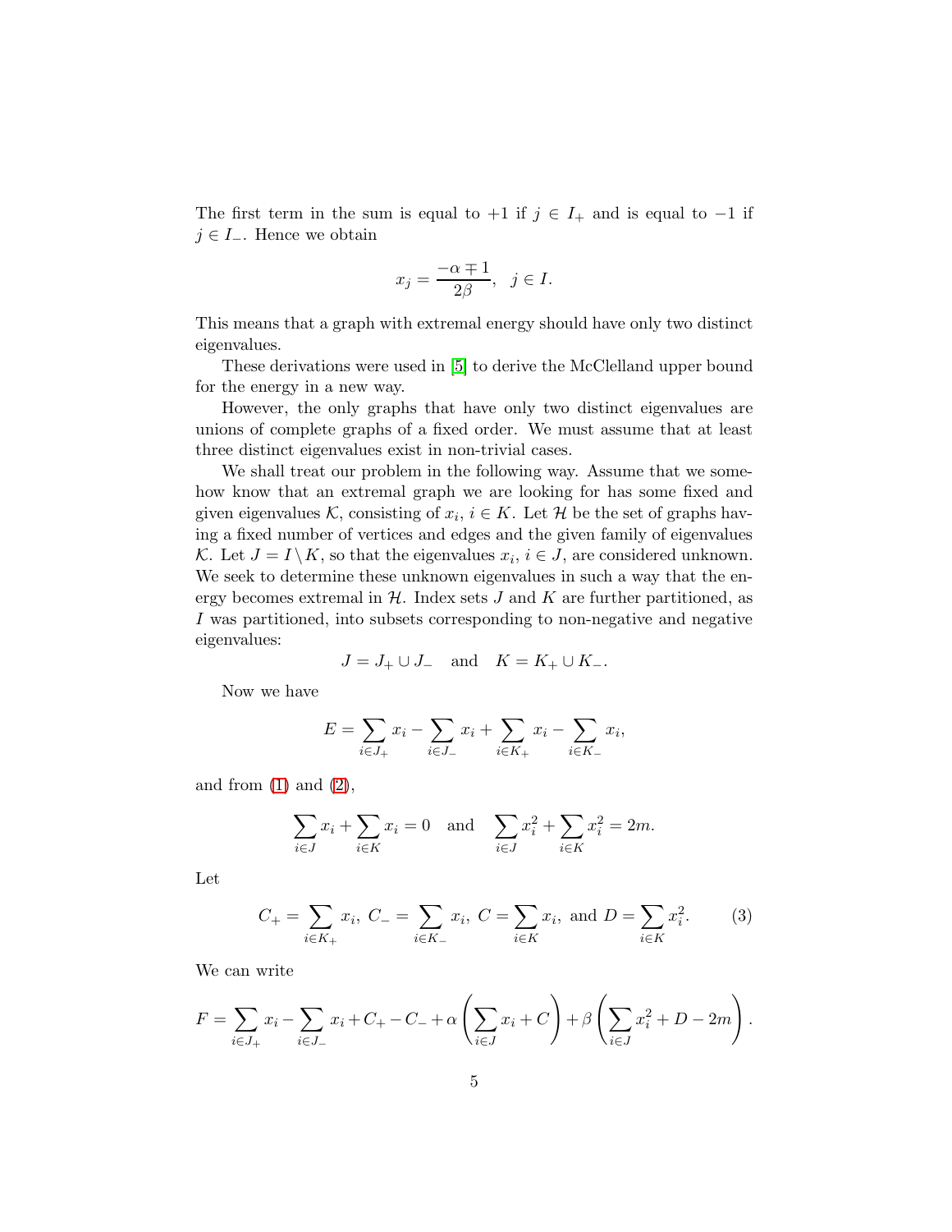The first term in the sum is equal to $+1$ if $j \in I_+$ and is equal to $-1$ if $j \in I_-$. Hence we obtain

$$x_j = \frac{-\alpha \mp 1}{2\beta}, \quad j \in I.$$

This means that a graph with extremal energy should have only two distinct eigenvalues.

These derivations were used in [5] to derive the McClelland upper bound for the energy in a new way.

However, the only graphs that have only two distinct eigenvalues are unions of complete graphs of a fixed order. We must assume that at least three distinct eigenvalues exist in non-trivial cases.

We shall treat our problem in the following way. Assume that we somehow know that an extremal graph we are looking for has some fixed and given eigenvalues $\mathcal{K}$, consisting of $x_i$, $i \in K$. Let $\mathcal{H}$ be the set of graphs having a fixed number of vertices and edges and the given family of eigenvalues $\mathcal{K}$. Let $J = I \setminus K$, so that the eigenvalues $x_i$, $i \in J$, are considered unknown. We seek to determine these unknown eigenvalues in such a way that the energy becomes extremal in $\mathcal{H}$. Index sets $J$ and $K$ are further partitioned, as $I$ was partitioned, into subsets corresponding to non-negative and negative eigenvalues:

$$J = J_+ \cup J_- \quad \text{and} \quad K = K_+ \cup K_-.$$

Now we have

$$E = \sum_{i \in J_+} x_i - \sum_{i \in J_-} x_i + \sum_{i \in K_+} x_i - \sum_{i \in K_-} x_i,$$

and from (1) and (2),

$$\sum_{i \in J} x_i + \sum_{i \in K} x_i = 0 \quad \text{and} \quad \sum_{i \in J} x_i^2 + \sum_{i \in K} x_i^2 = 2m.$$

Let

$$C_+ = \sum_{i \in K_+} x_i,\ C_- = \sum_{i \in K_-} x_i,\ C = \sum_{i \in K} x_i, \text{ and } D = \sum_{i \in K} x_i^2. \tag{3}$$

We can write

$$F = \sum_{i \in J_+} x_i - \sum_{i \in J_-} x_i + C_+ - C_- + \alpha \left( \sum_{i \in J} x_i + C \right) + \beta \left( \sum_{i \in J} x_i^2 + D - 2m \right).$$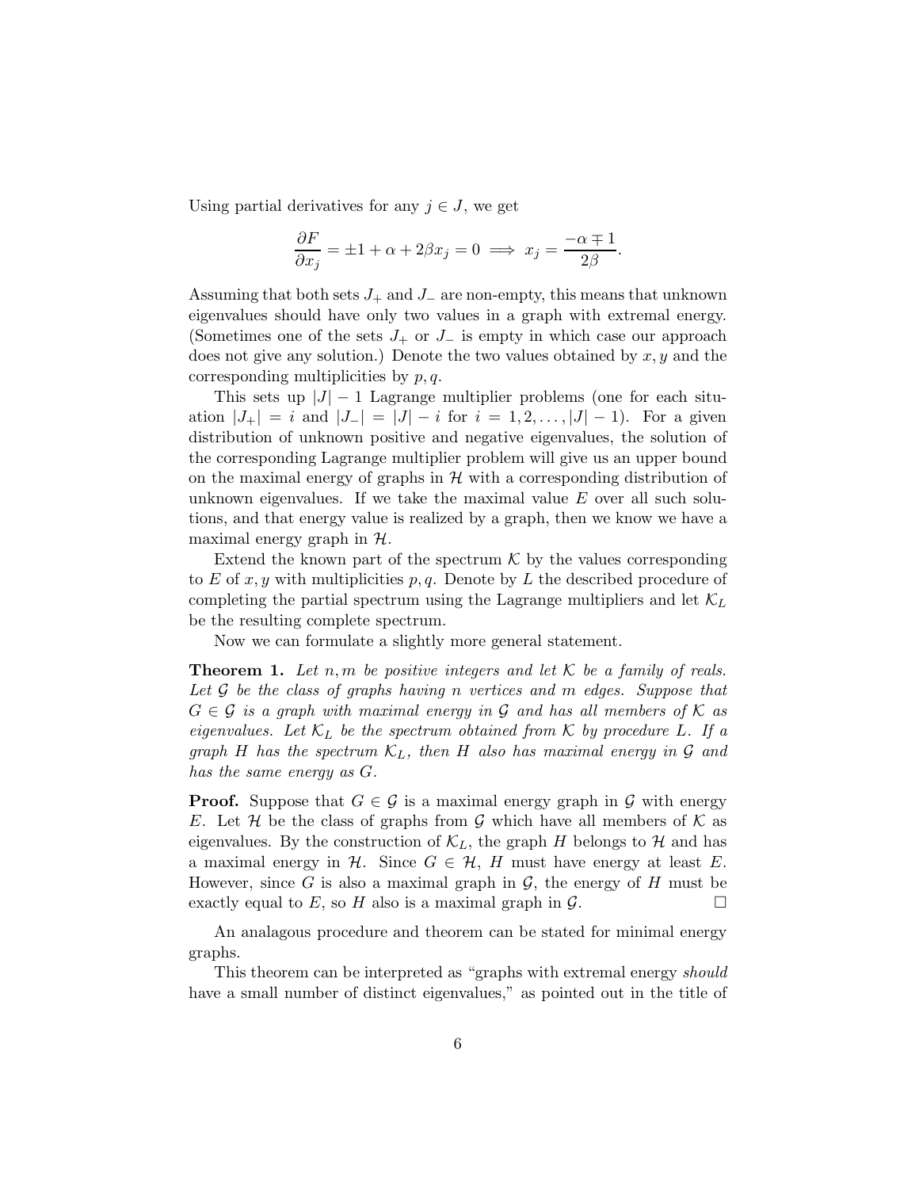Using partial derivatives for any $j \in J$, we get

$$\frac{\partial F}{\partial x_j} = \pm 1 + \alpha + 2\beta x_j = 0 \implies x_j = \frac{-\alpha \mp 1}{2\beta}.$$

Assuming that both sets $J_+$ and $J_-$ are non-empty, this means that unknown eigenvalues should have only two values in a graph with extremal energy. (Sometimes one of the sets $J_+$ or $J_-$ is empty in which case our approach does not give any solution.) Denote the two values obtained by $x, y$ and the corresponding multiplicities by $p, q$.

This sets up $|J| - 1$ Lagrange multiplier problems (one for each situation $|J_+| = i$ and $|J_-| = |J| - i$ for $i = 1, 2, \ldots, |J| - 1$). For a given distribution of unknown positive and negative eigenvalues, the solution of the corresponding Lagrange multiplier problem will give us an upper bound on the maximal energy of graphs in $\mathcal{H}$ with a corresponding distribution of unknown eigenvalues. If we take the maximal value $E$ over all such solutions, and that energy value is realized by a graph, then we know we have a maximal energy graph in $\mathcal{H}$.

Extend the known part of the spectrum $\mathcal{K}$ by the values corresponding to $E$ of $x, y$ with multiplicities $p, q$. Denote by $L$ the described procedure of completing the partial spectrum using the Lagrange multipliers and let $\mathcal{K}_L$ be the resulting complete spectrum.

Now we can formulate a slightly more general statement.

**Theorem 1.** *Let $n, m$ be positive integers and let $\mathcal{K}$ be a family of reals. Let $\mathcal{G}$ be the class of graphs having $n$ vertices and $m$ edges. Suppose that $G \in \mathcal{G}$ is a graph with maximal energy in $\mathcal{G}$ and has all members of $\mathcal{K}$ as eigenvalues. Let $\mathcal{K}_L$ be the spectrum obtained from $\mathcal{K}$ by procedure $L$. If a graph $H$ has the spectrum $\mathcal{K}_L$, then $H$ also has maximal energy in $\mathcal{G}$ and has the same energy as $G$.*

**Proof.** Suppose that $G \in \mathcal{G}$ is a maximal energy graph in $\mathcal{G}$ with energy $E$. Let $\mathcal{H}$ be the class of graphs from $\mathcal{G}$ which have all members of $\mathcal{K}$ as eigenvalues. By the construction of $\mathcal{K}_L$, the graph $H$ belongs to $\mathcal{H}$ and has a maximal energy in $\mathcal{H}$. Since $G \in \mathcal{H}$, $H$ must have energy at least $E$. However, since $G$ is also a maximal graph in $\mathcal{G}$, the energy of $H$ must be exactly equal to $E$, so $H$ also is a maximal graph in $\mathcal{G}$. $\square$

An analagous procedure and theorem can be stated for minimal energy graphs.

This theorem can be interpreted as "graphs with extremal energy *should* have a small number of distinct eigenvalues," as pointed out in the title of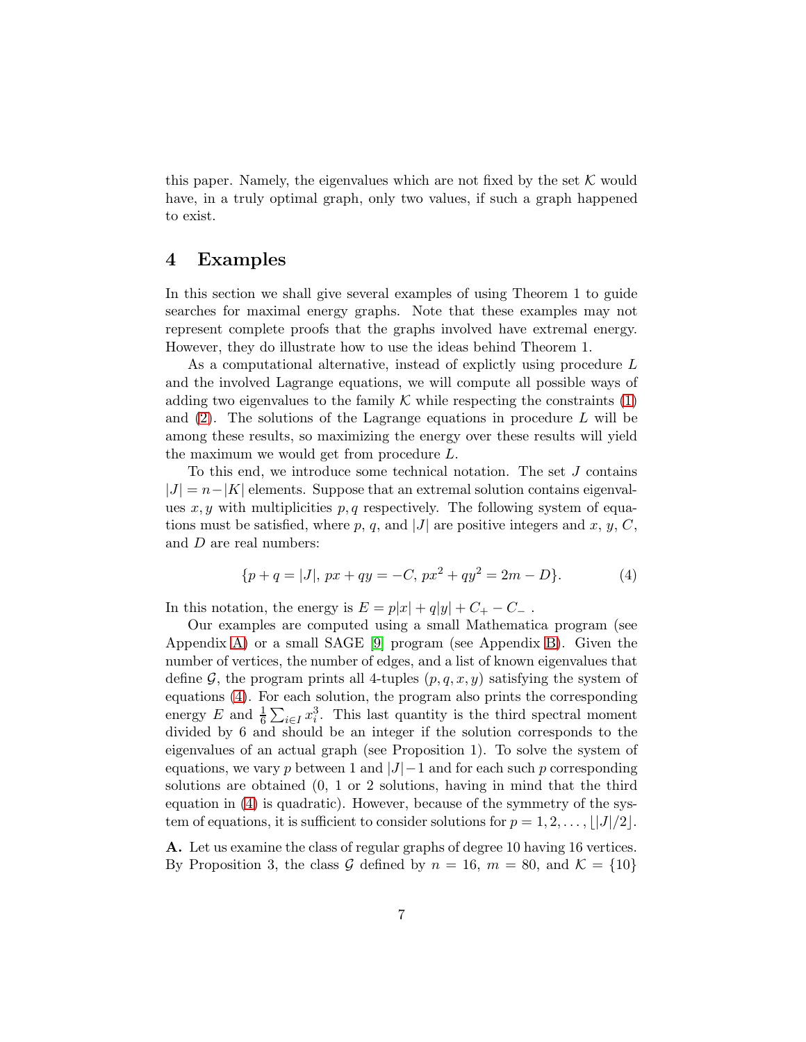this paper. Namely, the eigenvalues which are not fixed by the set $\mathcal{K}$ would have, in a truly optimal graph, only two values, if such a graph happened to exist.

## 4 Examples

In this section we shall give several examples of using Theorem 1 to guide searches for maximal energy graphs. Note that these examples may not represent complete proofs that the graphs involved have extremal energy. However, they do illustrate how to use the ideas behind Theorem 1.

As a computational alternative, instead of explictly using procedure $L$ and the involved Lagrange equations, we will compute all possible ways of adding two eigenvalues to the family $\mathcal{K}$ while respecting the constraints (1) and (2). The solutions of the Lagrange equations in procedure $L$ will be among these results, so maximizing the energy over these results will yield the maximum we would get from procedure $L$.

To this end, we introduce some technical notation. The set $J$ contains $|J| = n - |K|$ elements. Suppose that an extremal solution contains eigenvalues $x, y$ with multiplicities $p, q$ respectively. The following system of equations must be satisfied, where $p$, $q$, and $|J|$ are positive integers and $x$, $y$, $C$, and $D$ are real numbers:

$$\{p + q = |J|,\ px + qy = -C,\ px^2 + qy^2 = 2m - D\}. \tag{4}$$

In this notation, the energy is $E = p|x| + q|y| + C_+ - C_-$ .

Our examples are computed using a small Mathematica program (see Appendix A) or a small SAGE [9] program (see Appendix B). Given the number of vertices, the number of edges, and a list of known eigenvalues that define $\mathcal{G}$, the program prints all 4-tuples $(p, q, x, y)$ satisfying the system of equations (4). For each solution, the program also prints the corresponding energy $E$ and $\frac{1}{6}\sum_{i \in I} x_i^3$. This last quantity is the third spectral moment divided by 6 and should be an integer if the solution corresponds to the eigenvalues of an actual graph (see Proposition 1). To solve the system of equations, we vary $p$ between 1 and $|J|-1$ and for each such $p$ corresponding solutions are obtained (0, 1 or 2 solutions, having in mind that the third equation in (4) is quadratic). However, because of the symmetry of the system of equations, it is sufficient to consider solutions for $p = 1, 2, \ldots, \lfloor |J|/2 \rfloor$.

**A.** Let us examine the class of regular graphs of degree 10 having 16 vertices. By Proposition 3, the class $\mathcal{G}$ defined by $n = 16$, $m = 80$, and $\mathcal{K} = \{10\}$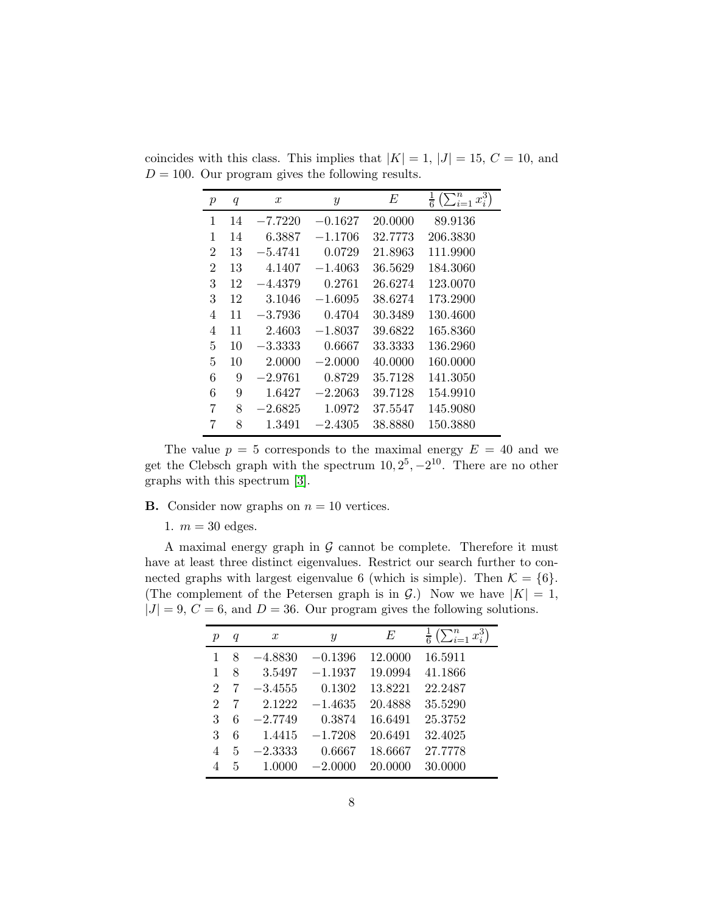coincides with this class. This implies that $|K| = 1$, $|J| = 15$, $C = 10$, and $D = 100$. Our program gives the following results.

| $p$ | $q$ | $x$ | $y$ | $E$ | $\frac{1}{6}\left(\sum_{i=1}^{n} x_i^3\right)$ |
|---|---|---|---|---|---|
| 1 | 14 | $-7.7220$ | $-0.1627$ | 20.0000 | 89.9136 |
| 1 | 14 | 6.3887 | $-1.1706$ | 32.7773 | 206.3830 |
| 2 | 13 | $-5.4741$ | 0.0729 | 21.8963 | 111.9900 |
| 2 | 13 | 4.1407 | $-1.4063$ | 36.5629 | 184.3060 |
| 3 | 12 | $-4.4379$ | 0.2761 | 26.6274 | 123.0070 |
| 3 | 12 | 3.1046 | $-1.6095$ | 38.6274 | 173.2900 |
| 4 | 11 | $-3.7936$ | 0.4704 | 30.3489 | 130.4600 |
| 4 | 11 | 2.4603 | $-1.8037$ | 39.6822 | 165.8360 |
| 5 | 10 | $-3.3333$ | 0.6667 | 33.3333 | 136.2960 |
| 5 | 10 | 2.0000 | $-2.0000$ | 40.0000 | 160.0000 |
| 6 | 9 | $-2.9761$ | 0.8729 | 35.7128 | 141.3050 |
| 6 | 9 | 1.6427 | $-2.2063$ | 39.7128 | 154.9910 |
| 7 | 8 | $-2.6825$ | 1.0972 | 37.5547 | 145.9080 |
| 7 | 8 | 1.3491 | $-2.4305$ | 38.8880 | 150.3880 |

The value $p = 5$ corresponds to the maximal energy $E = 40$ and we get the Clebsch graph with the spectrum $10, 2^5, -2^{10}$. There are no other graphs with this spectrum [3].

**B.** Consider now graphs on $n = 10$ vertices.

1. $m = 30$ edges.

A maximal energy graph in $\mathcal{G}$ cannot be complete. Therefore it must have at least three distinct eigenvalues. Restrict our search further to connected graphs with largest eigenvalue 6 (which is simple). Then $\mathcal{K} = \{6\}$. (The complement of the Petersen graph is in $\mathcal{G}$.) Now we have $|K| = 1$, $|J| = 9$, $C = 6$, and $D = 36$. Our program gives the following solutions.

| $p$ | $q$ | $x$ | $y$ | $E$ | $\frac{1}{6}\left(\sum_{i=1}^{n} x_i^3\right)$ |
|---|---|---|---|---|---|
| 1 | 8 | $-4.8830$ | $-0.1396$ | 12.0000 | 16.5911 |
| 1 | 8 | 3.5497 | $-1.1937$ | 19.0994 | 41.1866 |
| 2 | 7 | $-3.4555$ | 0.1302 | 13.8221 | 22.2487 |
| 2 | 7 | 2.1222 | $-1.4635$ | 20.4888 | 35.5290 |
| 3 | 6 | $-2.7749$ | 0.3874 | 16.6491 | 25.3752 |
| 3 | 6 | 1.4415 | $-1.7208$ | 20.6491 | 32.4025 |
| 4 | 5 | $-2.3333$ | 0.6667 | 18.6667 | 27.7778 |
| 4 | 5 | 1.0000 | $-2.0000$ | 20.0000 | 30.0000 |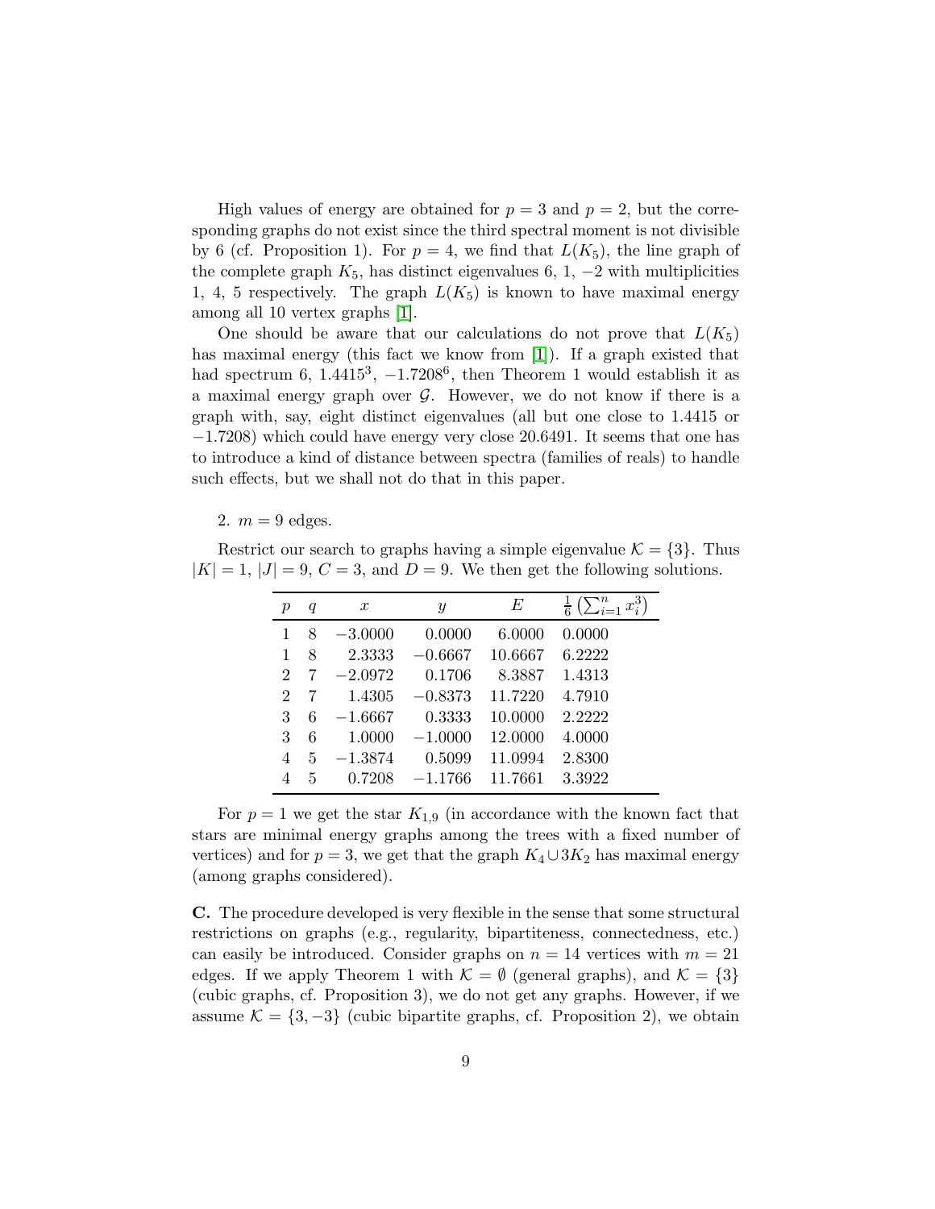High values of energy are obtained for $p = 3$ and $p = 2$, but the corresponding graphs do not exist since the third spectral moment is not divisible by 6 (cf. Proposition 1). For $p = 4$, we find that $L(K_5)$, the line graph of the complete graph $K_5$, has distinct eigenvalues 6, 1, $-2$ with multiplicities 1, 4, 5 respectively. The graph $L(K_5)$ is known to have maximal energy among all 10 vertex graphs [1].

One should be aware that our calculations do not prove that $L(K_5)$ has maximal energy (this fact we know from [1]). If a graph existed that had spectrum 6, $1.4415^3$, $-1.7208^6$, then Theorem 1 would establish it as a maximal energy graph over $\mathcal{G}$. However, we do not know if there is a graph with, say, eight distinct eigenvalues (all but one close to 1.4415 or $-1.7208$) which could have energy very close 20.6491. It seems that one has to introduce a kind of distance between spectra (families of reals) to handle such effects, but we shall not do that in this paper.

2. $m = 9$ edges.

Restrict our search to graphs having a simple eigenvalue $\mathcal{K} = \{3\}$. Thus $|K| = 1$, $|J| = 9$, $C = 3$, and $D = 9$. We then get the following solutions.

| $p$ | $q$ | $x$ | $y$ | $E$ | $\frac{1}{6}\left(\sum_{i=1}^{n} x_i^3\right)$ |
|---|---|---|---|---|---|
| 1 | 8 | $-3.0000$ | 0.0000 | 6.0000 | 0.0000 |
| 1 | 8 | 2.3333 | $-0.6667$ | 10.6667 | 6.2222 |
| 2 | 7 | $-2.0972$ | 0.1706 | 8.3887 | 1.4313 |
| 2 | 7 | 1.4305 | $-0.8373$ | 11.7220 | 4.7910 |
| 3 | 6 | $-1.6667$ | 0.3333 | 10.0000 | 2.2222 |
| 3 | 6 | 1.0000 | $-1.0000$ | 12.0000 | 4.0000 |
| 4 | 5 | $-1.3874$ | 0.5099 | 11.0994 | 2.8300 |
| 4 | 5 | 0.7208 | $-1.1766$ | 11.7661 | 3.3922 |

For $p = 1$ we get the star $K_{1,9}$ (in accordance with the known fact that stars are minimal energy graphs among the trees with a fixed number of vertices) and for $p = 3$, we get that the graph $K_4 \cup 3K_2$ has maximal energy (among graphs considered).

**C.** The procedure developed is very flexible in the sense that some structural restrictions on graphs (e.g., regularity, bipartiteness, connectedness, etc.) can easily be introduced. Consider graphs on $n = 14$ vertices with $m = 21$ edges. If we apply Theorem 1 with $\mathcal{K} = \emptyset$ (general graphs), and $\mathcal{K} = \{3\}$ (cubic graphs, cf. Proposition 3), we do not get any graphs. However, if we assume $\mathcal{K} = \{3, -3\}$ (cubic bipartite graphs, cf. Proposition 2), we obtain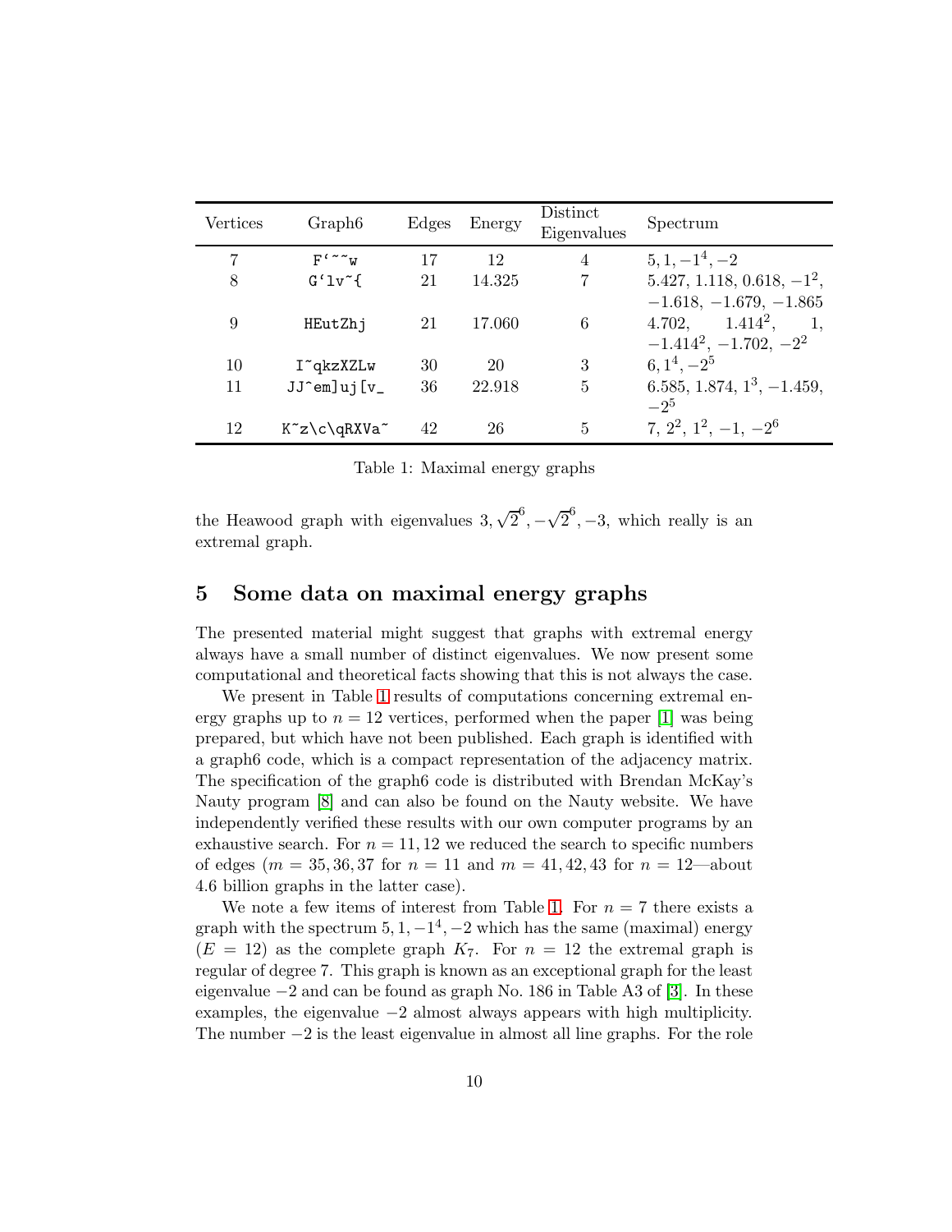| Vertices | Graph6 | Edges | Energy | Distinct Eigenvalues | Spectrum |
|---|---|---|---|---|---|
| 7 | F`~~w | 17 | 12 | 4 | $5, 1, -1^4, -2$ |
| 8 | G`lv~{ | 21 | 14.325 | 7 | 5.427, 1.118, 0.618, $-1^2$, $-1.618$, $-1.679$, $-1.865$ |
| 9 | HEutZhj | 21 | 17.060 | 6 | 4.702, $1.414^2$, 1, $-1.414^2$, $-1.702$, $-2^2$ |
| 10 | I~qkzXZLw | 30 | 20 | 3 | $6, 1^4, -2^5$ |
| 11 | JJ^em]uj[v_ | 36 | 22.918 | 5 | 6.585, 1.874, $1^3$, $-1.459$, $-2^5$ |
| 12 | K~z\c\qRXVa~ | 42 | 26 | 5 | 7, $2^2$, $1^2$, $-1$, $-2^6$ |

Table 1: Maximal energy graphs

the Heawood graph with eigenvalues $3, \sqrt{2}^6, -\sqrt{2}^6, -3$, which really is an extremal graph.

## 5 Some data on maximal energy graphs

The presented material might suggest that graphs with extremal energy always have a small number of distinct eigenvalues. We now present some computational and theoretical facts showing that this is not always the case.

We present in Table 1 results of computations concerning extremal energy graphs up to $n = 12$ vertices, performed when the paper [1] was being prepared, but which have not been published. Each graph is identified with a graph6 code, which is a compact representation of the adjacency matrix. The specification of the graph6 code is distributed with Brendan McKay's Nauty program [8] and can also be found on the Nauty website. We have independently verified these results with our own computer programs by an exhaustive search. For $n = 11, 12$ we reduced the search to specific numbers of edges ($m = 35, 36, 37$ for $n = 11$ and $m = 41, 42, 43$ for $n = 12$—about 4.6 billion graphs in the latter case).

We note a few items of interest from Table 1. For $n = 7$ there exists a graph with the spectrum $5, 1, -1^4, -2$ which has the same (maximal) energy ($E = 12$) as the complete graph $K_7$. For $n = 12$ the extremal graph is regular of degree 7. This graph is known as an exceptional graph for the least eigenvalue $-2$ and can be found as graph No. 186 in Table A3 of [3]. In these examples, the eigenvalue $-2$ almost always appears with high multiplicity. The number $-2$ is the least eigenvalue in almost all line graphs. For the role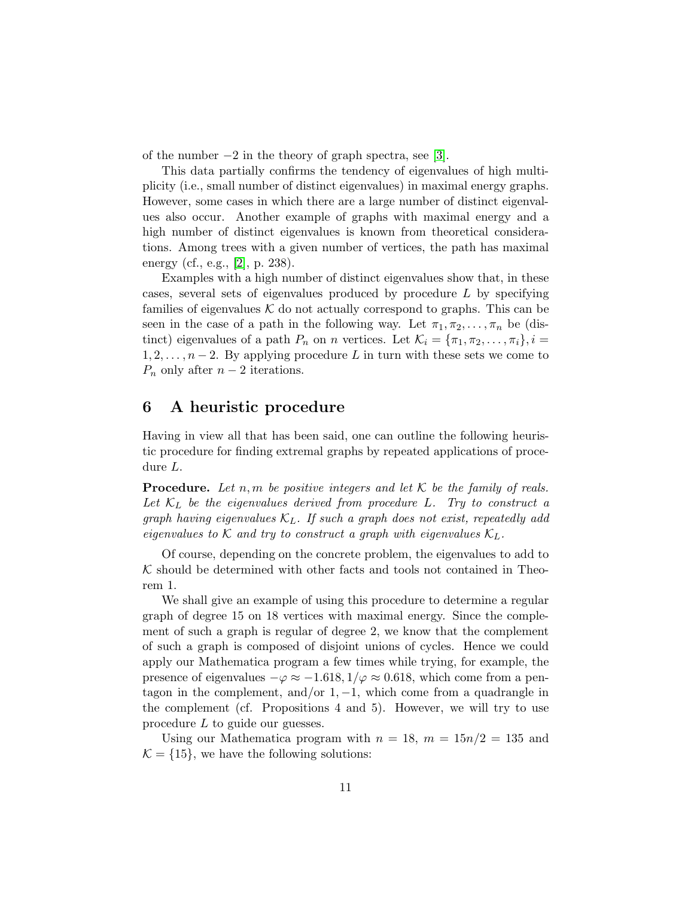of the number $-2$ in the theory of graph spectra, see [3].

This data partially confirms the tendency of eigenvalues of high multiplicity (i.e., small number of distinct eigenvalues) in maximal energy graphs. However, some cases in which there are a large number of distinct eigenvalues also occur. Another example of graphs with maximal energy and a high number of distinct eigenvalues is known from theoretical considerations. Among trees with a given number of vertices, the path has maximal energy (cf., e.g., [2], p. 238).

Examples with a high number of distinct eigenvalues show that, in these cases, several sets of eigenvalues produced by procedure $L$ by specifying families of eigenvalues $\mathcal{K}$ do not actually correspond to graphs. This can be seen in the case of a path in the following way. Let $\pi_1, \pi_2, \ldots, \pi_n$ be (distinct) eigenvalues of a path $P_n$ on $n$ vertices. Let $\mathcal{K}_i = \{\pi_1, \pi_2, \ldots, \pi_i\}, i = 1, 2, \ldots, n-2$. By applying procedure $L$ in turn with these sets we come to $P_n$ only after $n-2$ iterations.

## 6 A heuristic procedure

Having in view all that has been said, one can outline the following heuristic procedure for finding extremal graphs by repeated applications of procedure $L$.

**Procedure.** *Let $n, m$ be positive integers and let $\mathcal{K}$ be the family of reals. Let $\mathcal{K}_L$ be the eigenvalues derived from procedure $L$. Try to construct a graph having eigenvalues $\mathcal{K}_L$. If such a graph does not exist, repeatedly add eigenvalues to $\mathcal{K}$ and try to construct a graph with eigenvalues $\mathcal{K}_L$.*

Of course, depending on the concrete problem, the eigenvalues to add to $\mathcal{K}$ should be determined with other facts and tools not contained in Theorem 1.

We shall give an example of using this procedure to determine a regular graph of degree 15 on 18 vertices with maximal energy. Since the complement of such a graph is regular of degree 2, we know that the complement of such a graph is composed of disjoint unions of cycles. Hence we could apply our Mathematica program a few times while trying, for example, the presence of eigenvalues $-\varphi \approx -1.618, 1/\varphi \approx 0.618$, which come from a pentagon in the complement, and/or $1, -1$, which come from a quadrangle in the complement (cf. Propositions 4 and 5). However, we will try to use procedure $L$ to guide our guesses.

Using our Mathematica program with $n = 18$, $m = 15n/2 = 135$ and $\mathcal{K} = \{15\}$, we have the following solutions: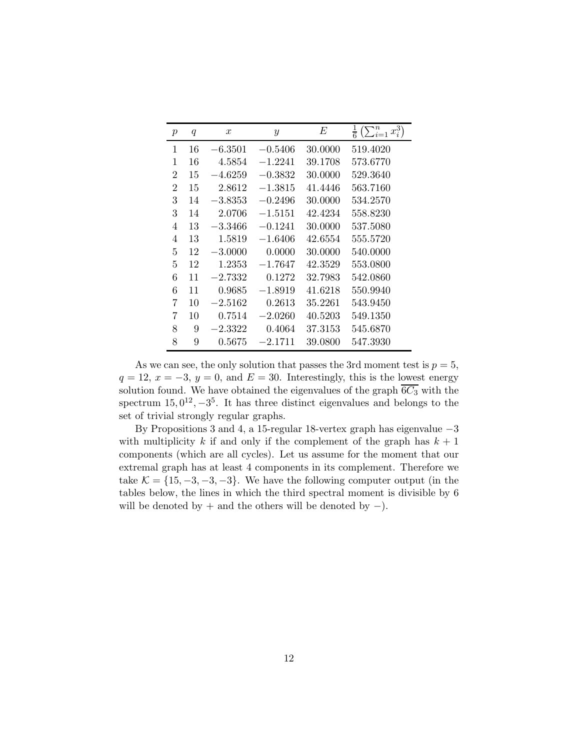| $p$ | $q$ | $x$ | $y$ | $E$ | $\frac{1}{6}\left(\sum_{i=1}^{n} x_i^3\right)$ |
|---|---|---|---|---|---|
| 1 | 16 | $-6.3501$ | $-0.5406$ | 30.0000 | 519.4020 |
| 1 | 16 | 4.5854 | $-1.2241$ | 39.1708 | 573.6770 |
| 2 | 15 | $-4.6259$ | $-0.3832$ | 30.0000 | 529.3640 |
| 2 | 15 | 2.8612 | $-1.3815$ | 41.4446 | 563.7160 |
| 3 | 14 | $-3.8353$ | $-0.2496$ | 30.0000 | 534.2570 |
| 3 | 14 | 2.0706 | $-1.5151$ | 42.4234 | 558.8230 |
| 4 | 13 | $-3.3466$ | $-0.1241$ | 30.0000 | 537.5080 |
| 4 | 13 | 1.5819 | $-1.6406$ | 42.6554 | 555.5720 |
| 5 | 12 | $-3.0000$ | 0.0000 | 30.0000 | 540.0000 |
| 5 | 12 | 1.2353 | $-1.7647$ | 42.3529 | 553.0800 |
| 6 | 11 | $-2.7332$ | 0.1272 | 32.7983 | 542.0860 |
| 6 | 11 | 0.9685 | $-1.8919$ | 41.6218 | 550.9940 |
| 7 | 10 | $-2.5162$ | 0.2613 | 35.2261 | 543.9450 |
| 7 | 10 | 0.7514 | $-2.0260$ | 40.5203 | 549.1350 |
| 8 | 9 | $-2.3322$ | 0.4064 | 37.3153 | 545.6870 |
| 8 | 9 | 0.5675 | $-2.1711$ | 39.0800 | 547.3930 |

As we can see, the only solution that passes the 3rd moment test is $p = 5$, $q = 12$, $x = -3$, $y = 0$, and $E = 30$. Interestingly, this is the lowest energy solution found. We have obtained the eigenvalues of the graph $\overline{6C_3}$ with the spectrum $15, 0^{12}, -3^5$. It has three distinct eigenvalues and belongs to the set of trivial strongly regular graphs.

By Propositions 3 and 4, a 15-regular 18-vertex graph has eigenvalue $-3$ with multiplicity $k$ if and only if the complement of the graph has $k+1$ components (which are all cycles). Let us assume for the moment that our extremal graph has at least 4 components in its complement. Therefore we take $\mathcal{K} = \{15, -3, -3, -3\}$. We have the following computer output (in the tables below, the lines in which the third spectral moment is divisible by 6 will be denoted by + and the others will be denoted by $-$).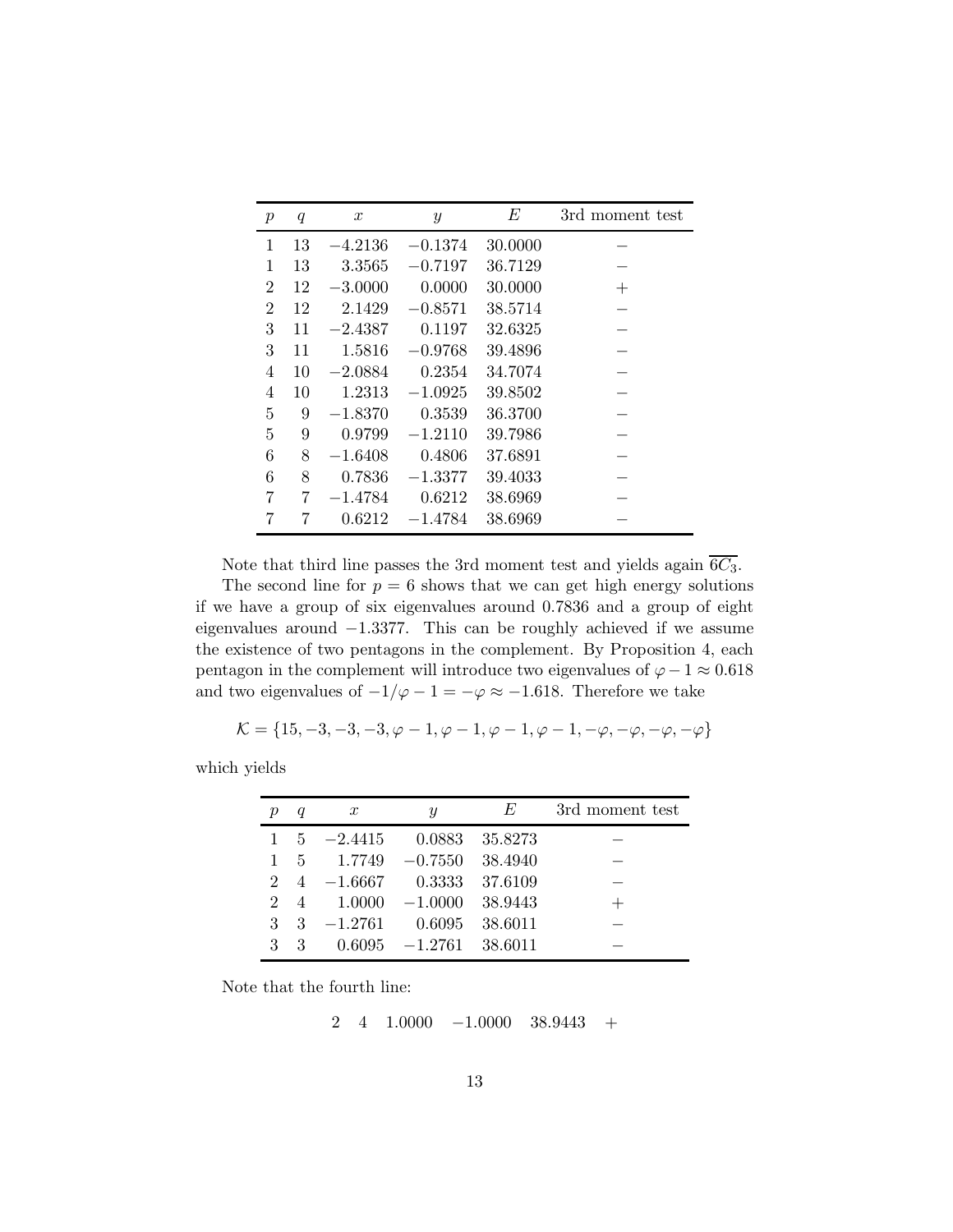| $p$ | $q$ | $x$ | $y$ | $E$ | 3rd moment test |
|---|---|---|---|---|---|
| 1 | 13 | $-4.2136$ | $-0.1374$ | 30.0000 | $-$ |
| 1 | 13 | 3.3565 | $-0.7197$ | 36.7129 | $-$ |
| 2 | 12 | $-3.0000$ | 0.0000 | 30.0000 | $+$ |
| 2 | 12 | 2.1429 | $-0.8571$ | 38.5714 | $-$ |
| 3 | 11 | $-2.4387$ | 0.1197 | 32.6325 | $-$ |
| 3 | 11 | 1.5816 | $-0.9768$ | 39.4896 | $-$ |
| 4 | 10 | $-2.0884$ | 0.2354 | 34.7074 | $-$ |
| 4 | 10 | 1.2313 | $-1.0925$ | 39.8502 | $-$ |
| 5 | 9 | $-1.8370$ | 0.3539 | 36.3700 | $-$ |
| 5 | 9 | 0.9799 | $-1.2110$ | 39.7986 | $-$ |
| 6 | 8 | $-1.6408$ | 0.4806 | 37.6891 | $-$ |
| 6 | 8 | 0.7836 | $-1.3377$ | 39.4033 | $-$ |
| 7 | 7 | $-1.4784$ | 0.6212 | 38.6969 | $-$ |
| 7 | 7 | 0.6212 | $-1.4784$ | 38.6969 | $-$ |

Note that third line passes the 3rd moment test and yields again $\overline{6C_3}$.

The second line for $p = 6$ shows that we can get high energy solutions if we have a group of six eigenvalues around 0.7836 and a group of eight eigenvalues around $-1.3377$. This can be roughly achieved if we assume the existence of two pentagons in the complement. By Proposition 4, each pentagon in the complement will introduce two eigenvalues of $\varphi - 1 \approx 0.618$ and two eigenvalues of $-1/\varphi - 1 = -\varphi \approx -1.618$. Therefore we take

$$\mathcal{K} = \{15, -3, -3, -3, \varphi - 1, \varphi - 1, \varphi - 1, \varphi - 1, -\varphi, -\varphi, -\varphi, -\varphi\}$$

which yields

| $p$ | $q$ | $x$ | $y$ | $E$ | 3rd moment test |
|---|---|---|---|---|---|
| 1 | 5 | $-2.4415$ | 0.0883 | 35.8273 | $-$ |
| 1 | 5 | 1.7749 | $-0.7550$ | 38.4940 | $-$ |
| 2 | 4 | $-1.6667$ | 0.3333 | 37.6109 | $-$ |
| 2 | 4 | 1.0000 | $-1.0000$ | 38.9443 | $+$ |
| 3 | 3 | $-1.2761$ | 0.6095 | 38.6011 | $-$ |
| 3 | 3 | 0.6095 | $-1.2761$ | 38.6011 | $-$ |

Note that the fourth line:

2 4 1.0000 $-1.0000$ 38.9443 $+$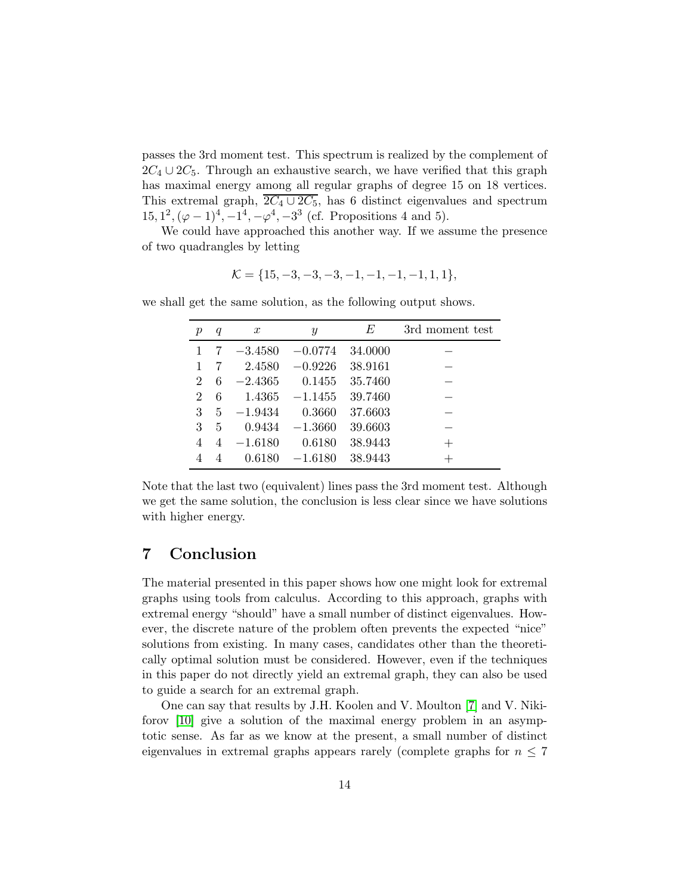passes the 3rd moment test. This spectrum is realized by the complement of $2C_4 \cup 2C_5$. Through an exhaustive search, we have verified that this graph has maximal energy among all regular graphs of degree 15 on 18 vertices. This extremal graph, $\overline{2C_4 \cup 2C_5}$, has 6 distinct eigenvalues and spectrum $15, 1^2, (\varphi - 1)^4, -1^4, -\varphi^4, -3^3$ (cf. Propositions 4 and 5).

We could have approached this another way. If we assume the presence of two quadrangles by letting

$$\mathcal{K} = \{15, -3, -3, -3, -1, -1, -1, -1, 1, 1\},$$

we shall get the same solution, as the following output shows.

| $p$ | $q$ | $x$ | $y$ | $E$ | 3rd moment test |
|---|---|---|---|---|---|
| 1 | 7 | $-3.4580$ | $-0.0774$ | 34.0000 | $-$ |
| 1 | 7 | 2.4580 | $-0.9226$ | 38.9161 | $-$ |
| 2 | 6 | $-2.4365$ | 0.1455 | 35.7460 | $-$ |
| 2 | 6 | 1.4365 | $-1.1455$ | 39.7460 | $-$ |
| 3 | 5 | $-1.9434$ | 0.3660 | 37.6603 | $-$ |
| 3 | 5 | 0.9434 | $-1.3660$ | 39.6603 | $-$ |
| 4 | 4 | $-1.6180$ | 0.6180 | 38.9443 | $+$ |
| 4 | 4 | 0.6180 | $-1.6180$ | 38.9443 | $+$ |

Note that the last two (equivalent) lines pass the 3rd moment test. Although we get the same solution, the conclusion is less clear since we have solutions with higher energy.

## 7 Conclusion

The material presented in this paper shows how one might look for extremal graphs using tools from calculus. According to this approach, graphs with extremal energy "should" have a small number of distinct eigenvalues. However, the discrete nature of the problem often prevents the expected "nice" solutions from existing. In many cases, candidates other than the theoretically optimal solution must be considered. However, even if the techniques in this paper do not directly yield an extremal graph, they can also be used to guide a search for an extremal graph.

One can say that results by J.H. Koolen and V. Moulton [7] and V. Nikiforov [10] give a solution of the maximal energy problem in an asymptotic sense. As far as we know at the present, a small number of distinct eigenvalues in extremal graphs appears rarely (complete graphs for $n \leq 7$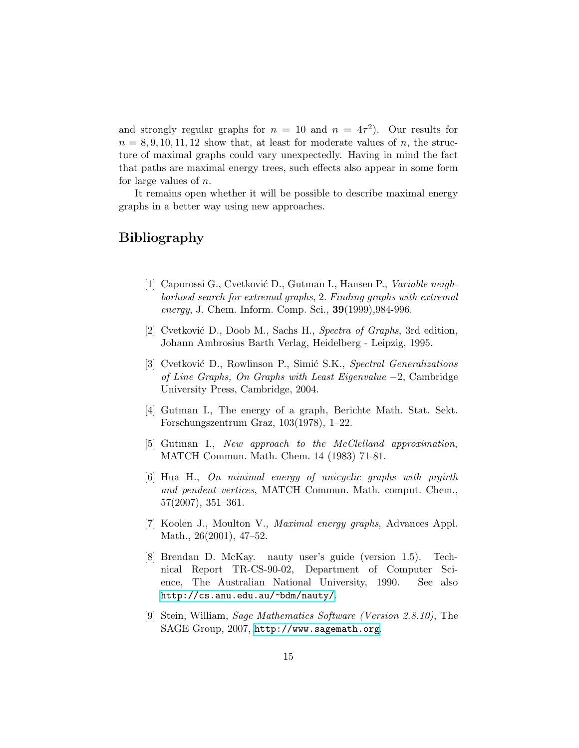and strongly regular graphs for $n = 10$ and $n = 4\tau^2$). Our results for $n = 8, 9, 10, 11, 12$ show that, at least for moderate values of $n$, the structure of maximal graphs could vary unexpectedly. Having in mind the fact that paths are maximal energy trees, such effects also appear in some form for large values of $n$.

It remains open whether it will be possible to describe maximal energy graphs in a better way using new approaches.

# Bibliography

[1] Caporossi G., Cvetković D., Gutman I., Hansen P., *Variable neighborhood search for extremal graphs*, 2. *Finding graphs with extremal energy*, J. Chem. Inform. Comp. Sci., **39**(1999),984-996.

[2] Cvetković D., Doob M., Sachs H., *Spectra of Graphs*, 3rd edition, Johann Ambrosius Barth Verlag, Heidelberg - Leipzig, 1995.

[3] Cvetković D., Rowlinson P., Simić S.K., *Spectral Generalizations of Line Graphs, On Graphs with Least Eigenvalue* $-2$, Cambridge University Press, Cambridge, 2004.

[4] Gutman I., The energy of a graph, Berichte Math. Stat. Sekt. Forschungszentrum Graz, 103(1978), 1–22.

[5] Gutman I., *New approach to the McClelland approximation*, MATCH Commun. Math. Chem. 14 (1983) 71-81.

[6] Hua H., *On minimal energy of unicyclic graphs with prgirth and pendent vertices*, MATCH Commun. Math. comput. Chem., 57(2007), 351–361.

[7] Koolen J., Moulton V., *Maximal energy graphs*, Advances Appl. Math., 26(2001), 47–52.

[8] Brendan D. McKay. nauty user's guide (version 1.5). Technical Report TR-CS-90-02, Department of Computer Science, The Australian National University, 1990. See also http://cs.anu.edu.au/~bdm/nauty/.

[9] Stein, William, *Sage Mathematics Software (Version 2.8.10)*, The SAGE Group, 2007, http://www.sagemath.org.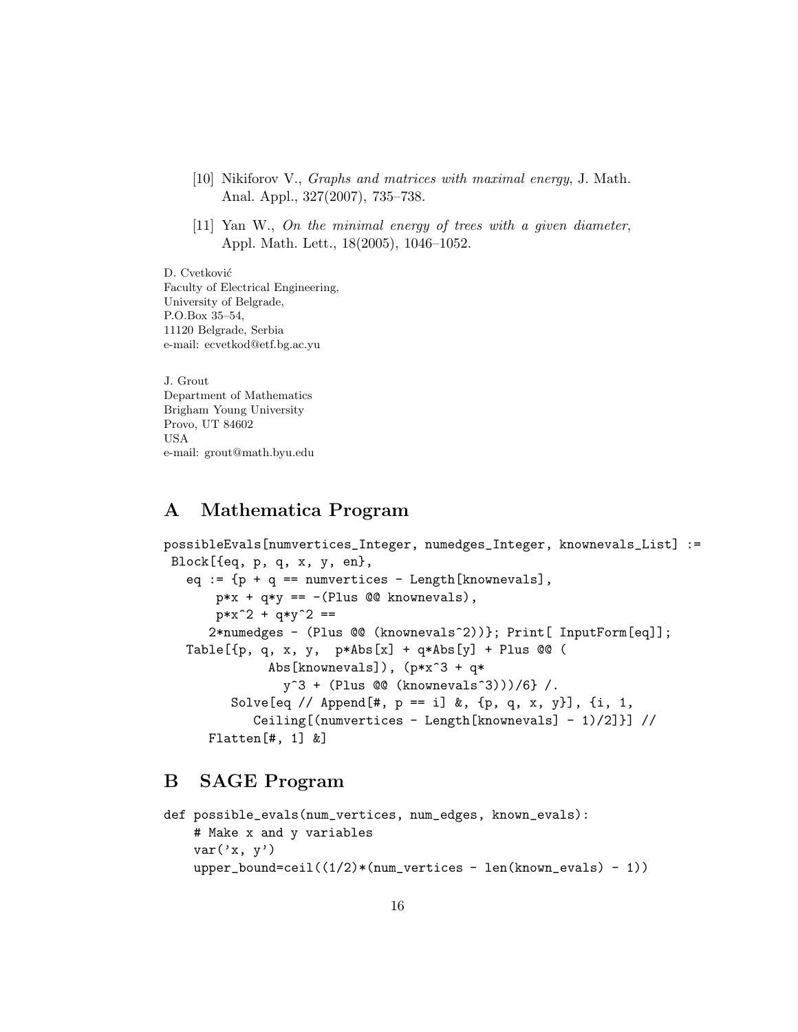[10] Nikiforov V., *Graphs and matrices with maximal energy*, J. Math. Anal. Appl., 327(2007), 735–738.

[11] Yan W., *On the minimal energy of trees with a given diameter*, Appl. Math. Lett., 18(2005), 1046–1052.

D. Cvetković
Faculty of Electrical Engineering,
University of Belgrade,
P.O.Box 35–54,
11120 Belgrade, Serbia
e-mail: ecvetkod@etf.bg.ac.yu

J. Grout
Department of Mathematics
Brigham Young University
Provo, UT 84602
USA
e-mail: grout@math.byu.edu

## A Mathematica Program

```
possibleEvals[numvertices_Integer, numedges_Integer, knownevals_List] :=
 Block[{eq, p, q, x, y, en},
   eq := {p + q == numvertices - Length[knownevals],
       p*x + q*y == -(Plus @@ knownevals),
       p*x^2 + q*y^2 ==
      2*numedges - (Plus @@ (knownevals^2))}; Print[ InputForm[eq]];
   Table[{p, q, x, y,  p*Abs[x] + q*Abs[y] + Plus @@ (
             Abs[knownevals]), (p*x^3 + q*
               y^3 + (Plus @@ (knownevals^3)))/6} /.
         Solve[eq // Append[#, p == i] &, {p, q, x, y}], {i, 1,
            Ceiling[(numvertices - Length[knownevals] - 1)/2]}] //
      Flatten[#, 1] &]
```

## B SAGE Program

```
def possible_evals(num_vertices, num_edges, known_evals):
    # Make x and y variables
    var('x, y')
    upper_bound=ceil((1/2)*(num_vertices - len(known_evals) - 1))
```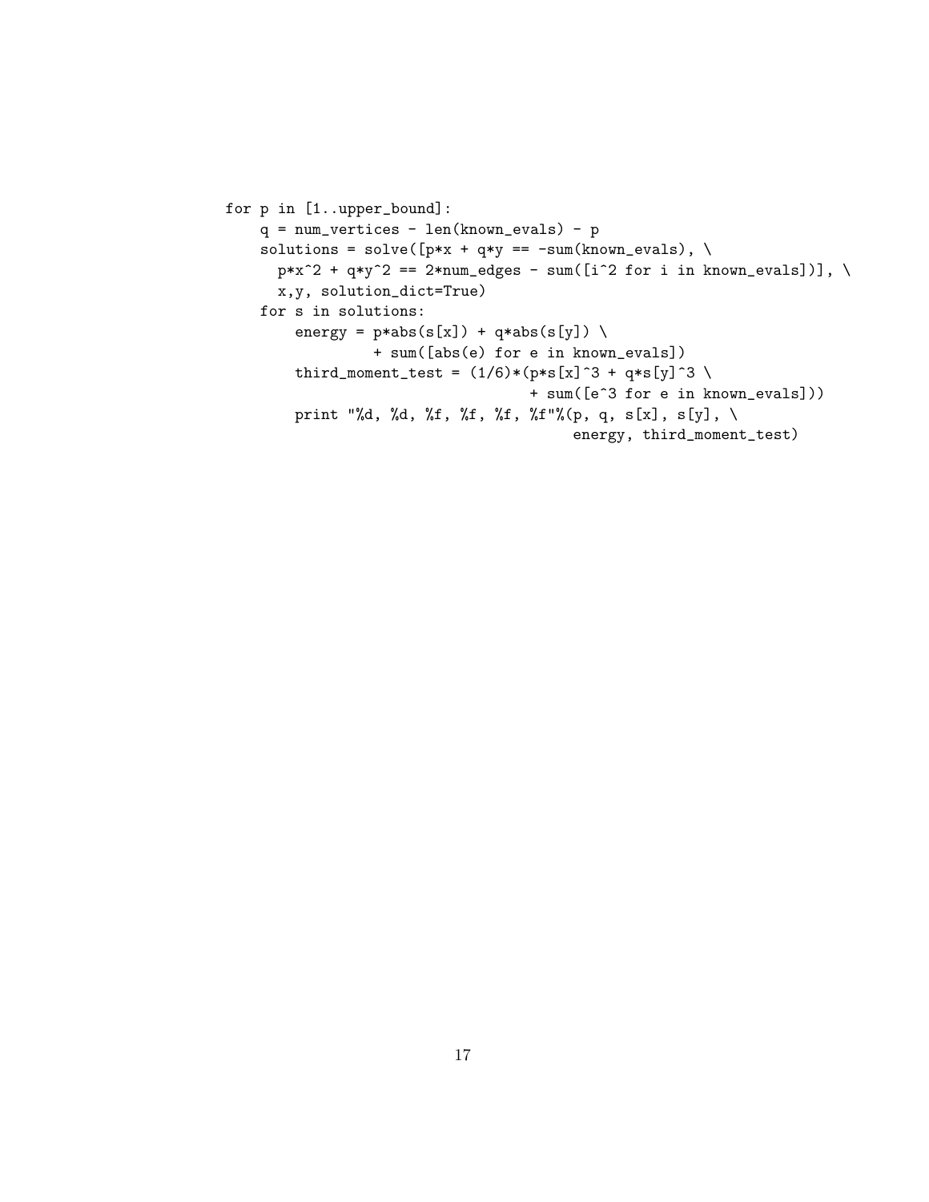```
for p in [1..upper_bound]:
    q = num_vertices - len(known_evals) - p
    solutions = solve([p*x + q*y == -sum(known_evals), \
      p*x^2 + q*y^2 == 2*num_edges - sum([i^2 for i in known_evals])], \
      x,y, solution_dict=True)
    for s in solutions:
        energy = p*abs(s[x]) + q*abs(s[y]) \
                 + sum([abs(e) for e in known_evals])
        third_moment_test = (1/6)*(p*s[x]^3 + q*s[y]^3 \
                                  + sum([e^3 for e in known_evals]))
        print "%d, %d, %f, %f, %f, %f"%(p, q, s[x], s[y], \
                                        energy, third_moment_test)
```